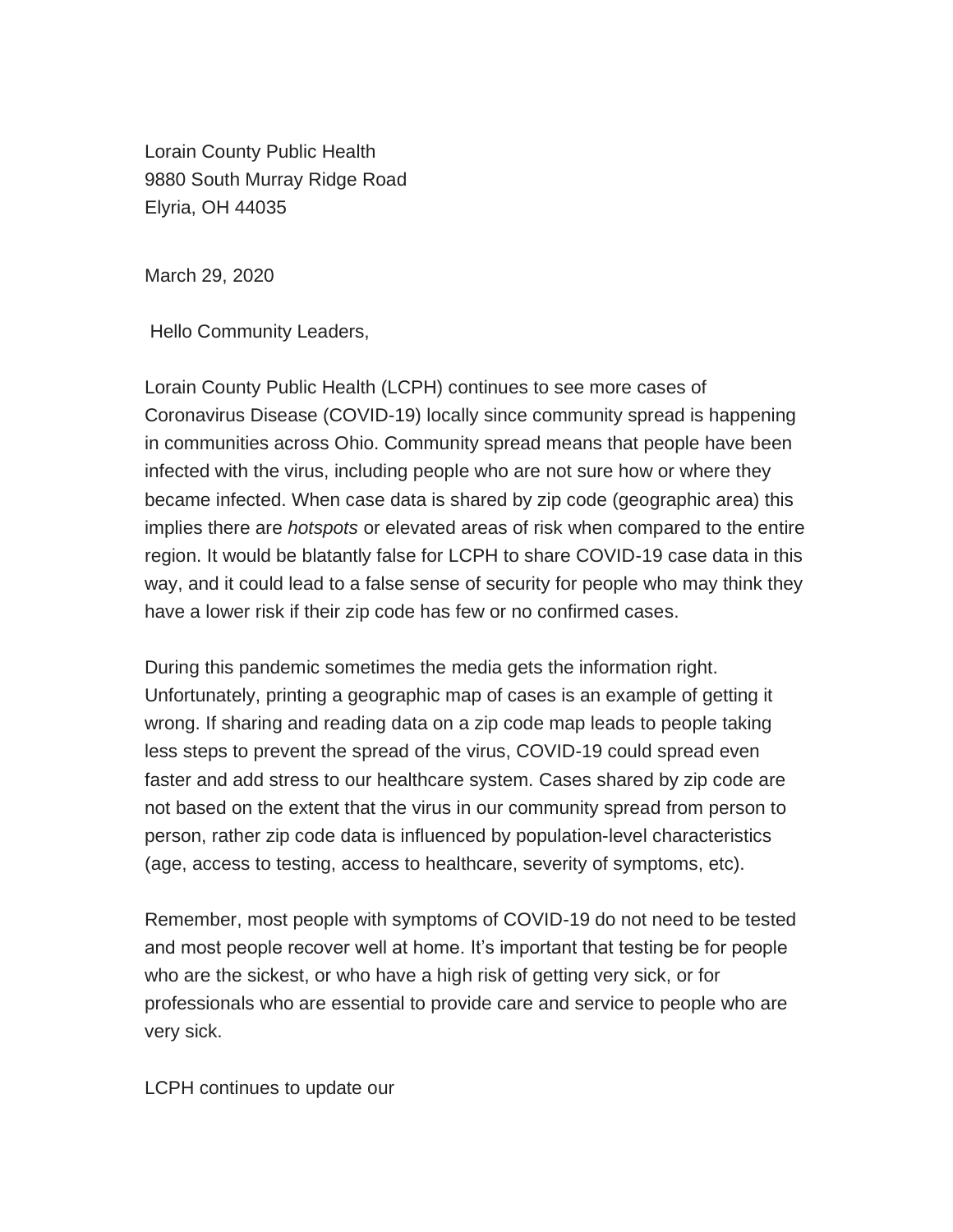Lorain County Public Health
9880 South Murray Ridge Road
Elyria, OH 44035

March 29, 2020

Hello Community Leaders,

Lorain County Public Health (LCPH) continues to see more cases of Coronavirus Disease (COVID-19) locally since community spread is happening in communities across Ohio. Community spread means that people have been infected with the virus, including people who are not sure how or where they became infected. When case data is shared by zip code (geographic area) this implies there are *hotspots* or elevated areas of risk when compared to the entire region. It would be blatantly false for LCPH to share COVID-19 case data in this way, and it could lead to a false sense of security for people who may think they have a lower risk if their zip code has few or no confirmed cases.

During this pandemic sometimes the media gets the information right. Unfortunately, printing a geographic map of cases is an example of getting it wrong. If sharing and reading data on a zip code map leads to people taking less steps to prevent the spread of the virus, COVID-19 could spread even faster and add stress to our healthcare system. Cases shared by zip code are not based on the extent that the virus in our community spread from person to person, rather zip code data is influenced by population-level characteristics (age, access to testing, access to healthcare, severity of symptoms, etc).

Remember, most people with symptoms of COVID-19 do not need to be tested and most people recover well at home. It's important that testing be for people who are the sickest, or who have a high risk of getting very sick, or for professionals who are essential to provide care and service to people who are very sick.

LCPH continues to update our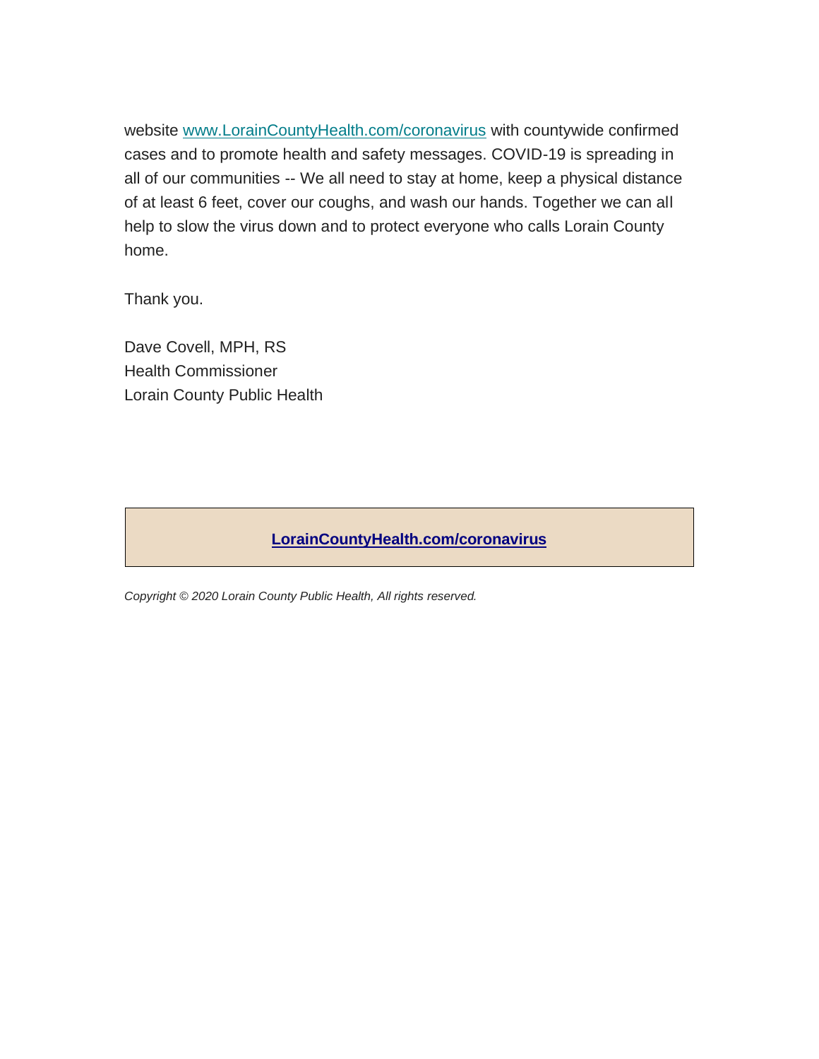website www.LorainCountyHealth.com/coronavirus with countywide confirmed cases and to promote health and safety messages. COVID-19 is spreading in all of our communities -- We all need to stay at home, keep a physical distance of at least 6 feet, cover our coughs, and wash our hands. Together we can all help to slow the virus down and to protect everyone who calls Lorain County home.

Thank you.

Dave Covell, MPH, RS
Health Commissioner
Lorain County Public Health

**LorainCountyHealth.com/coronavirus**

*Copyright © 2020 Lorain County Public Health, All rights reserved.*